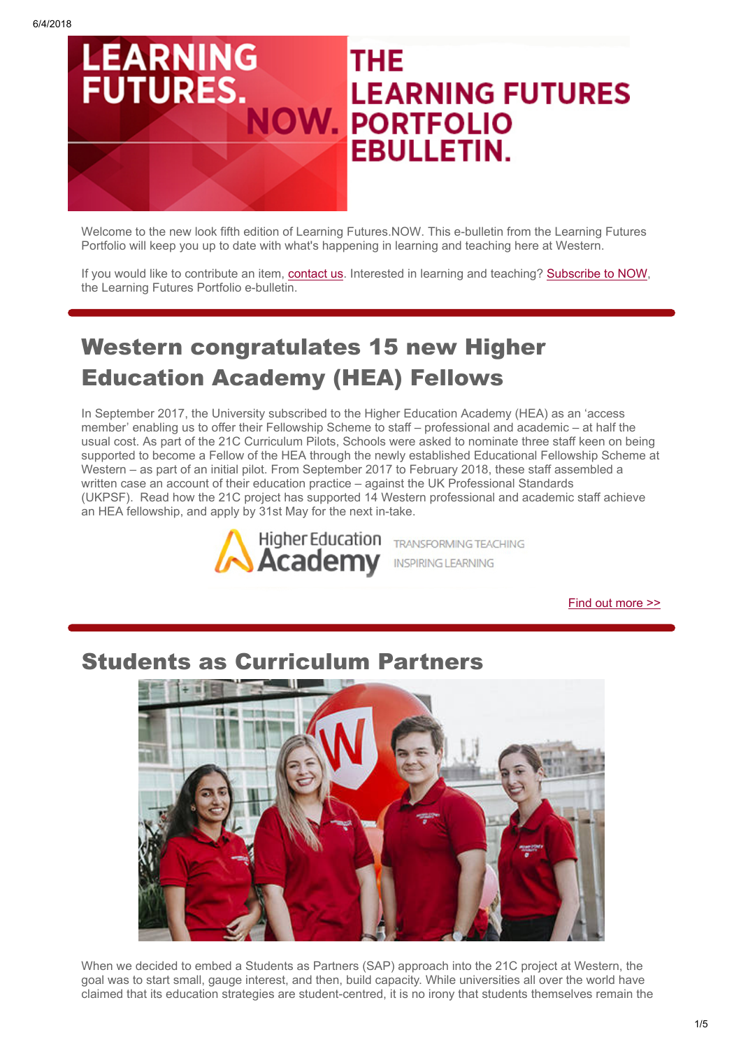# THE LEARNING FUTURES PORTFOLIO EBULLETIN.

Welcome to the new look fifth edition of Learning Futures.NOW. This e-bulletin from the Learning Futures Portfolio will keep you up to date with what's happening in learning and teaching here at Western.

If you would like to contribute an item, contact us. Interested in learning and teaching? Subscribe to NOW, the Learning Futures Portfolio e-bulletin.

## Western congratulates 15 new Higher Education Academy (HEA) Fellows

In September 2017, the University subscribed to the Higher Education Academy (HEA) as an 'access member' enabling us to offer their Fellowship Scheme to staff – professional and academic – at half the usual cost. As part of the 21C Curriculum Pilots, Schools were asked to nominate three staff keen on being supported to become a Fellow of the HEA through the newly established Educational Fellowship Scheme at Western – as part of an initial pilot. From September 2017 to February 2018, these staff assembled a written case an account of their education practice – against the UK Professional Standards (UKPSF). Read how the 21C project has supported 14 Western professional and academic staff achieve an HEA fellowship, and apply by 31st May for the next in-take.

Find out more >>

## Students as Curriculum Partners

When we decided to embed a Students as Partners (SAP) approach into the 21C project at Western, the goal was to start small, gauge interest, and then, build capacity. While universities all over the world have claimed that its education strategies are student-centred, it is no irony that students themselves remain the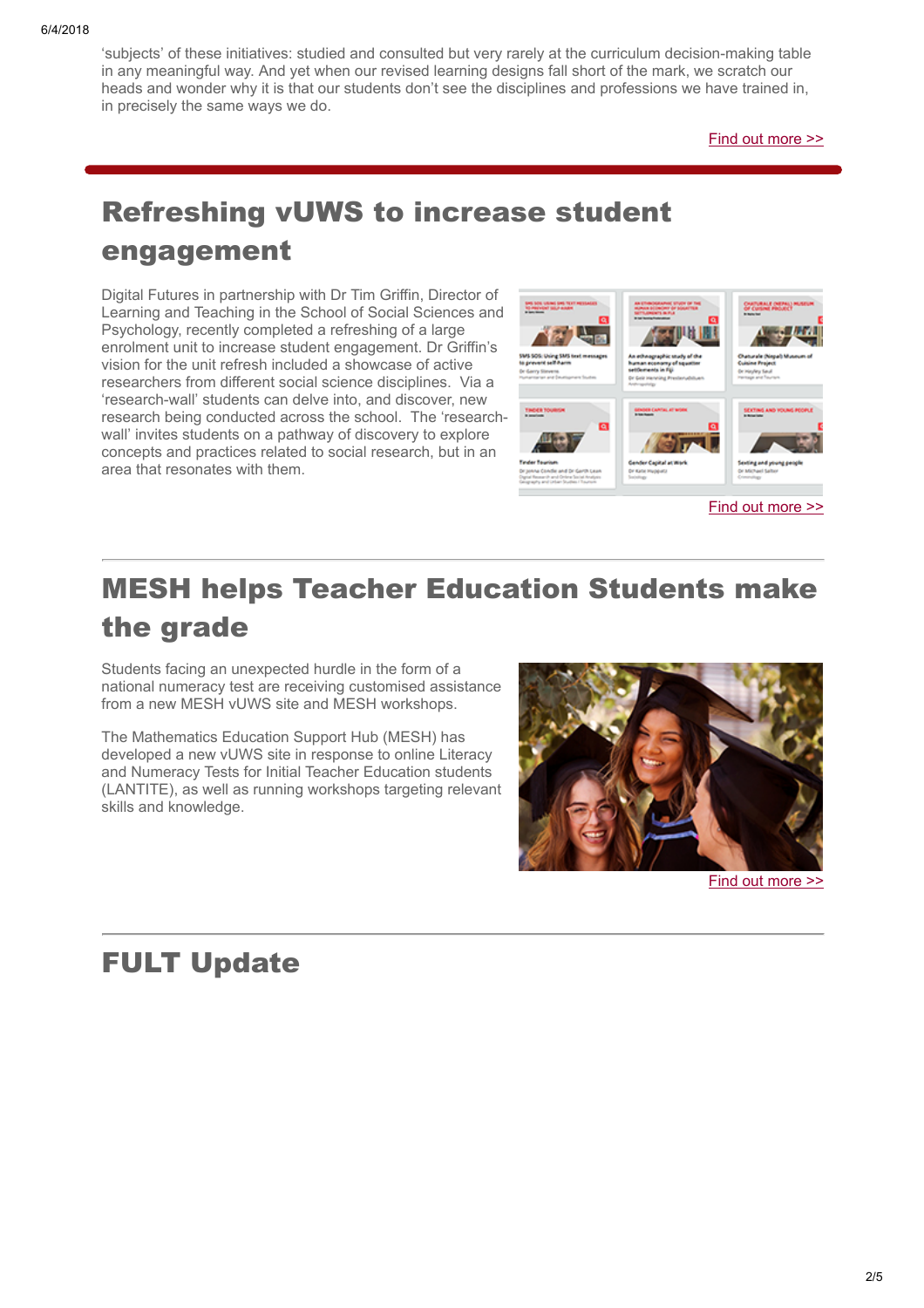'subjects' of these initiatives: studied and consulted but very rarely at the curriculum decision-making table in any meaningful way. And yet when our revised learning designs fall short of the mark, we scratch our heads and wonder why it is that our students don't see the disciplines and professions we have trained in, in precisely the same ways we do.

Find out more >>

## Refreshing vUWS to increase student engagement

Digital Futures in partnership with Dr Tim Griffin, Director of Learning and Teaching in the School of Social Sciences and Psychology, recently completed a refreshing of a large enrolment unit to increase student engagement. Dr Griffin's vision for the unit refresh included a showcase of active researchers from different social science disciplines. Via a 'research-wall' students can delve into, and discover, new research being conducted across the school. The 'research-wall' invites students on a pathway of discovery to explore concepts and practices related to social research, but in an area that resonates with them.

Find out more >>

## MESH helps Teacher Education Students make the grade

Students facing an unexpected hurdle in the form of a national numeracy test are receiving customised assistance from a new MESH vUWS site and MESH workshops.

The Mathematics Education Support Hub (MESH) has developed a new vUWS site in response to online Literacy and Numeracy Tests for Initial Teacher Education students (LANTITE), as well as running workshops targeting relevant skills and knowledge.

Find out more >>

## FULT Update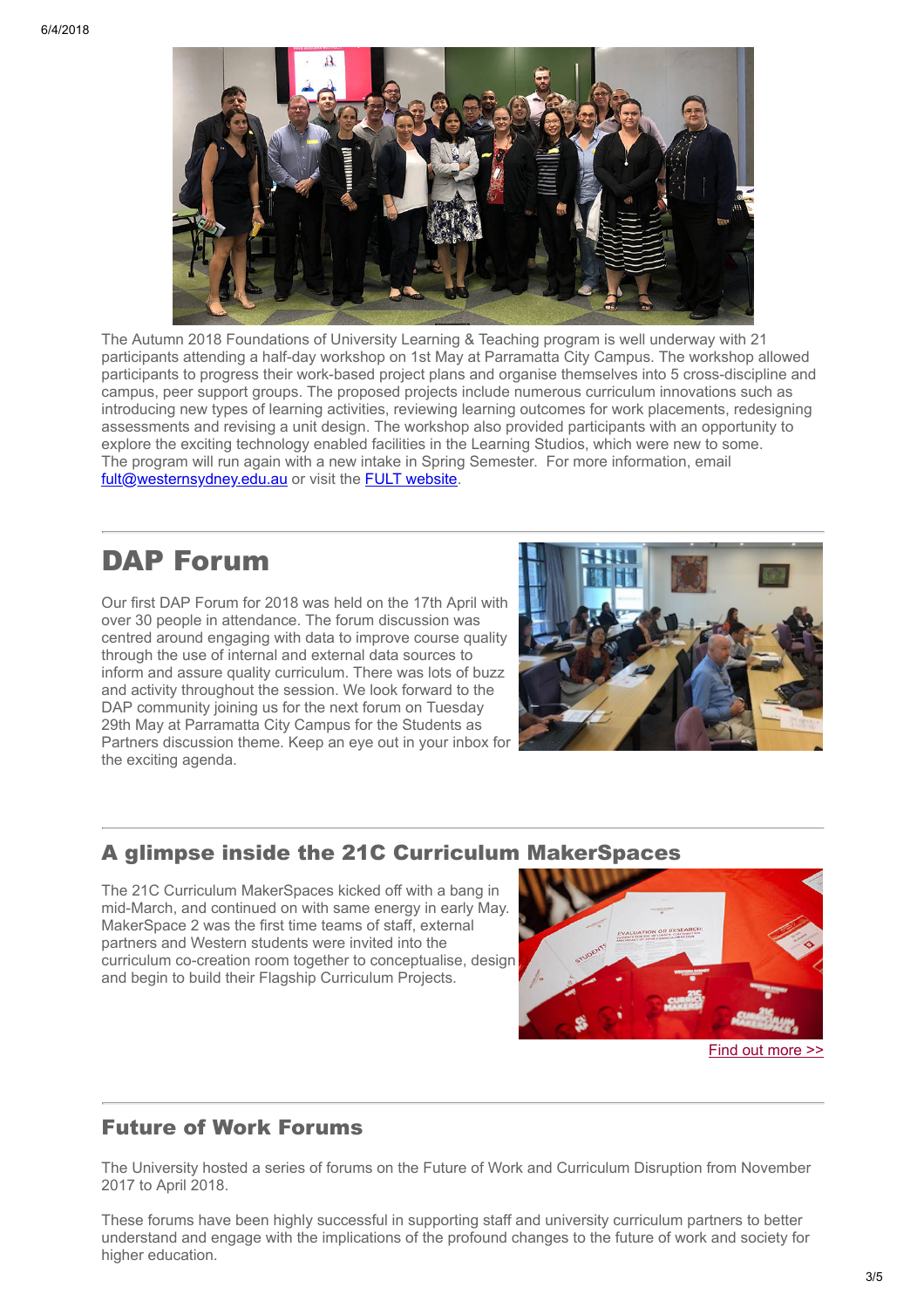The Autumn 2018 Foundations of University Learning & Teaching program is well underway with 21 participants attending a half-day workshop on 1st May at Parramatta City Campus. The workshop allowed participants to progress their work-based project plans and organise themselves into 5 cross-discipline and campus, peer support groups. The proposed projects include numerous curriculum innovations such as introducing new types of learning activities, reviewing learning outcomes for work placements, redesigning assessments and revising a unit design. The workshop also provided participants with an opportunity to explore the exciting technology enabled facilities in the Learning Studios, which were new to some.
The program will run again with a new intake in Spring Semester. For more information, email fult@westernsydney.edu.au or visit the FULT website.

# DAP Forum

Our first DAP Forum for 2018 was held on the 17th April with over 30 people in attendance. The forum discussion was centred around engaging with data to improve course quality through the use of internal and external data sources to inform and assure quality curriculum. There was lots of buzz and activity throughout the session. We look forward to the DAP community joining us for the next forum on Tuesday 29th May at Parramatta City Campus for the Students as Partners discussion theme. Keep an eye out in your inbox for the exciting agenda.

## A glimpse inside the 21C Curriculum MakerSpaces

The 21C Curriculum MakerSpaces kicked off with a bang in mid-March, and continued on with same energy in early May. MakerSpace 2 was the first time teams of staff, external partners and Western students were invited into the curriculum co-creation room together to conceptualise, design and begin to build their Flagship Curriculum Projects.

Find out more >>

## Future of Work Forums

The University hosted a series of forums on the Future of Work and Curriculum Disruption from November 2017 to April 2018.

These forums have been highly successful in supporting staff and university curriculum partners to better understand and engage with the implications of the profound changes to the future of work and society for higher education.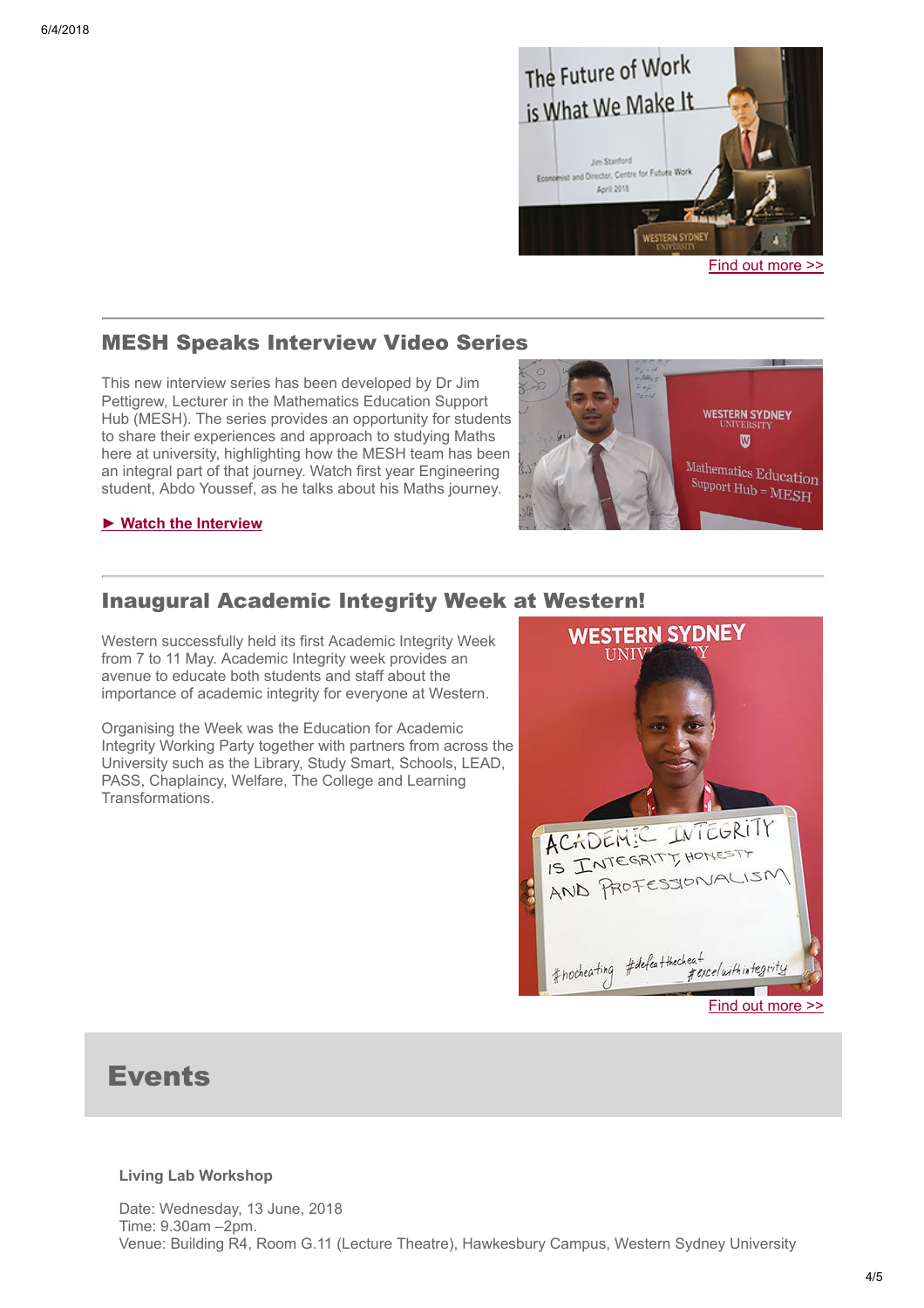[Find out more >>]

## MESH Speaks Interview Video Series

This new interview series has been developed by Dr Jim Pettigrew, Lecturer in the Mathematics Education Support Hub (MESH). The series provides an opportunity for students to share their experiences and approach to studying Maths here at university, highlighting how the MESH team has been an integral part of that journey. Watch first year Engineering student, Abdo Youssef, as he talks about his Maths journey.

**► Watch the Interview**

## Inaugural Academic Integrity Week at Western!

Western successfully held its first Academic Integrity Week from 7 to 11 May. Academic Integrity week provides an avenue to educate both students and staff about the importance of academic integrity for everyone at Western.

Organising the Week was the Education for Academic Integrity Working Party together with partners from across the University such as the Library, Study Smart, Schools, LEAD, PASS, Chaplaincy, Welfare, The College and Learning Transformations.

[Find out more >>]

# Events

**Living Lab Workshop**

Date: Wednesday, 13 June, 2018
Time: 9.30am –2pm.
Venue: Building R4, Room G.11 (Lecture Theatre), Hawkesbury Campus, Western Sydney University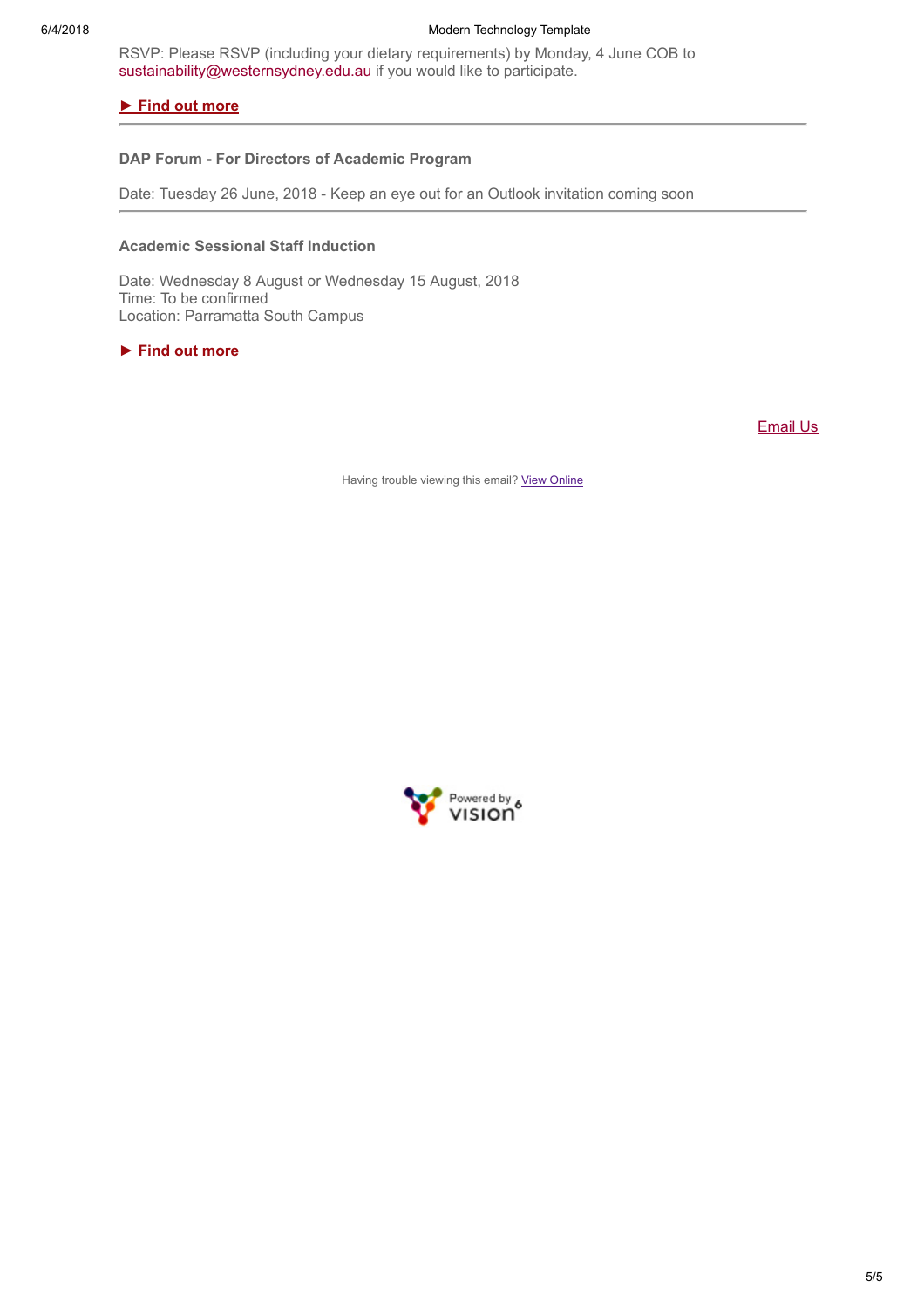RSVP: Please RSVP (including your dietary requirements) by Monday, 4 June COB to sustainability@westernsydney.edu.au if you would like to participate.

**► Find out more**

---

**DAP Forum - For Directors of Academic Program**

Date: Tuesday 26 June, 2018 - Keep an eye out for an Outlook invitation coming soon

---

**Academic Sessional Staff Induction**

Date: Wednesday 8 August or Wednesday 15 August, 2018
Time: To be confirmed
Location: Parramatta South Campus

**► Find out more**

Email Us

Having trouble viewing this email? View Online

Powered by vision6